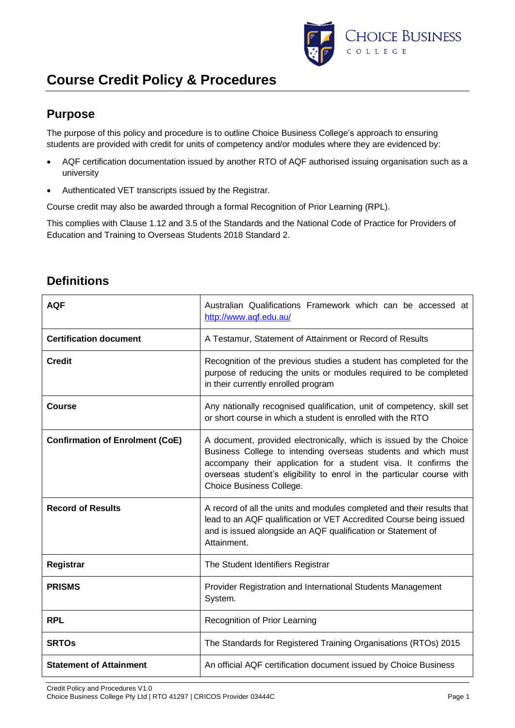# Course Credit Policy & Procedures

## Purpose

The purpose of this policy and procedure is to outline Choice Business College's approach to ensuring students are provided with credit for units of competency and/or modules where they are evidenced by:

- AQF certification documentation issued by another RTO of AQF authorised issuing organisation such as a university
- Authenticated VET transcripts issued by the Registrar.

Course credit may also be awarded through a formal Recognition of Prior Learning (RPL).

This complies with Clause 1.12 and 3.5 of the Standards and the National Code of Practice for Providers of Education and Training to Overseas Students 2018 Standard 2.

## Definitions

| | |
|---|---|
| **AQF** | Australian Qualifications Framework which can be accessed at http://www.aqf.edu.au/ |
| **Certification document** | A Testamur, Statement of Attainment or Record of Results |
| **Credit** | Recognition of the previous studies a student has completed for the purpose of reducing the units or modules required to be completed in their currently enrolled program |
| **Course** | Any nationally recognised qualification, unit of competency, skill set or short course in which a student is enrolled with the RTO |
| **Confirmation of Enrolment (CoE)** | A document, provided electronically, which is issued by the Choice Business College to intending overseas students and which must accompany their application for a student visa. It confirms the overseas student's eligibility to enrol in the particular course with Choice Business College. |
| **Record of Results** | A record of all the units and modules completed and their results that lead to an AQF qualification or VET Accredited Course being issued and is issued alongside an AQF qualification or Statement of Attainment. |
| **Registrar** | The Student Identifiers Registrar |
| **PRISMS** | Provider Registration and International Students Management System. |
| **RPL** | Recognition of Prior Learning |
| **SRTOs** | The Standards for Registered Training Organisations (RTOs) 2015 |
| **Statement of Attainment** | An official AQF certification document issued by Choice Business |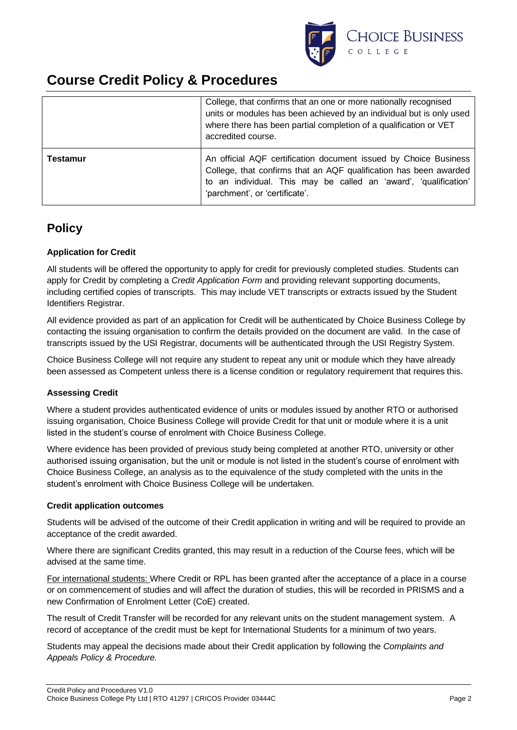| | |
|---|---|
| | College, that confirms that an one or more nationally recognised units or modules has been achieved by an individual but is only used where there has been partial completion of a qualification or VET accredited course. |
| **Testamur** | An official AQF certification document issued by Choice Business College, that confirms that an AQF qualification has been awarded to an individual. This may be called an 'award', 'qualification' 'parchment', or 'certificate'. |

## Policy

**Application for Credit**

All students will be offered the opportunity to apply for credit for previously completed studies. Students can apply for Credit by completing a *Credit Application Form* and providing relevant supporting documents, including certified copies of transcripts. This may include VET transcripts or extracts issued by the Student Identifiers Registrar.

All evidence provided as part of an application for Credit will be authenticated by Choice Business College by contacting the issuing organisation to confirm the details provided on the document are valid. In the case of transcripts issued by the USI Registrar, documents will be authenticated through the USI Registry System.

Choice Business College will not require any student to repeat any unit or module which they have already been assessed as Competent unless there is a license condition or regulatory requirement that requires this.

**Assessing Credit**

Where a student provides authenticated evidence of units or modules issued by another RTO or authorised issuing organisation, Choice Business College will provide Credit for that unit or module where it is a unit listed in the student's course of enrolment with Choice Business College.

Where evidence has been provided of previous study being completed at another RTO, university or other authorised issuing organisation, but the unit or module is not listed in the student's course of enrolment with Choice Business College, an analysis as to the equivalence of the study completed with the units in the student's enrolment with Choice Business College will be undertaken.

**Credit application outcomes**

Students will be advised of the outcome of their Credit application in writing and will be required to provide an acceptance of the credit awarded.

Where there are significant Credits granted, this may result in a reduction of the Course fees, which will be advised at the same time.

For international students: Where Credit or RPL has been granted after the acceptance of a place in a course or on commencement of studies and will affect the duration of studies, this will be recorded in PRISMS and a new Confirmation of Enrolment Letter (CoE) created.

The result of Credit Transfer will be recorded for any relevant units on the student management system. A record of acceptance of the credit must be kept for International Students for a minimum of two years.

Students may appeal the decisions made about their Credit application by following the *Complaints and Appeals Policy & Procedure.*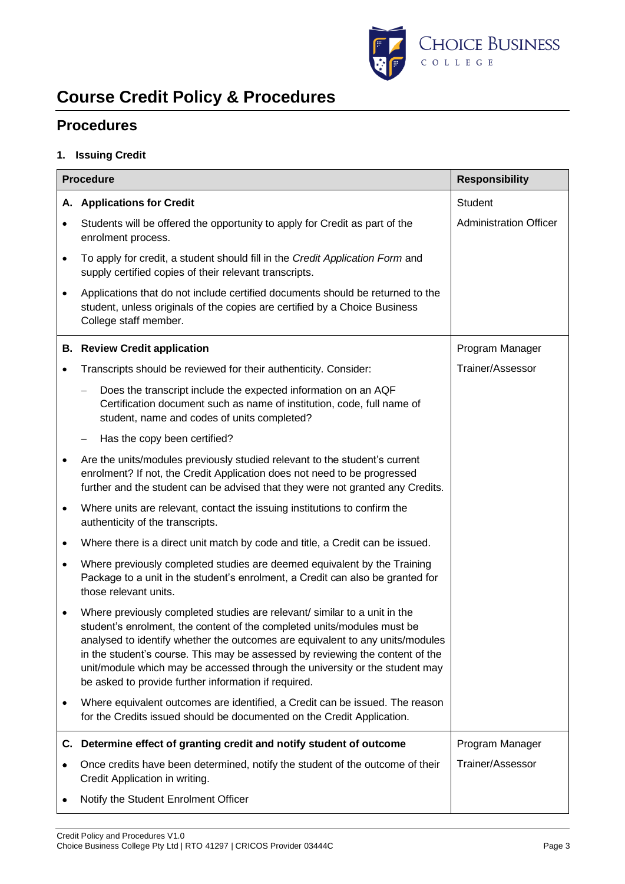# Course Credit Policy & Procedures

## Procedures

### 1. Issuing Credit

| Procedure | Responsibility |
|---|---|
| **A. Applications for Credit**<br>• Students will be offered the opportunity to apply for Credit as part of the enrolment process.<br>• To apply for credit, a student should fill in the *Credit Application Form* and supply certified copies of their relevant transcripts.<br>• Applications that do not include certified documents should be returned to the student, unless originals of the copies are certified by a Choice Business College staff member. | Student<br>Administration Officer |
| **B. Review Credit application**<br>• Transcripts should be reviewed for their authenticity. Consider:<br>– Does the transcript include the expected information on an AQF Certification document such as name of institution, code, full name of student, name and codes of units completed?<br>– Has the copy been certified?<br>• Are the units/modules previously studied relevant to the student's current enrolment? If not, the Credit Application does not need to be progressed further and the student can be advised that they were not granted any Credits.<br>• Where units are relevant, contact the issuing institutions to confirm the authenticity of the transcripts.<br>• Where there is a direct unit match by code and title, a Credit can be issued.<br>• Where previously completed studies are deemed equivalent by the Training Package to a unit in the student's enrolment, a Credit can also be granted for those relevant units.<br>• Where previously completed studies are relevant/ similar to a unit in the student's enrolment, the content of the completed units/modules must be analysed to identify whether the outcomes are equivalent to any units/modules in the student's course. This may be assessed by reviewing the content of the unit/module which may be accessed through the university or the student may be asked to provide further information if required.<br>• Where equivalent outcomes are identified, a Credit can be issued. The reason for the Credits issued should be documented on the Credit Application. | Program Manager<br>Trainer/Assessor |
| **C. Determine effect of granting credit and notify student of outcome**<br>• Once credits have been determined, notify the student of the outcome of their Credit Application in writing.<br>• Notify the Student Enrolment Officer | Program Manager<br>Trainer/Assessor |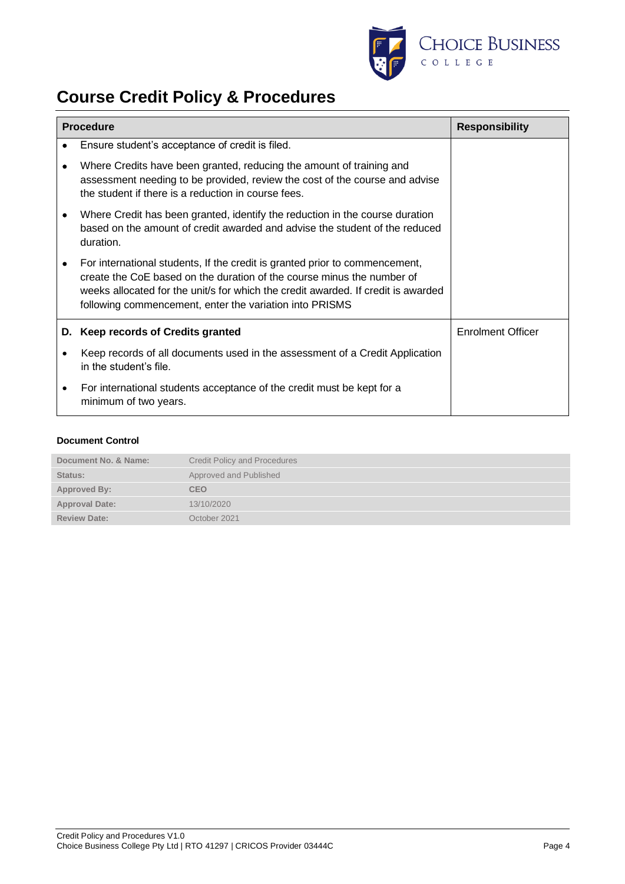# Course Credit Policy & Procedures

| Procedure | Responsibility |
| --- | --- |
| • Ensure student's acceptance of credit is filed.<br>• Where Credits have been granted, reducing the amount of training and assessment needing to be provided, review the cost of the course and advise the student if there is a reduction in course fees.<br>• Where Credit has been granted, identify the reduction in the course duration based on the amount of credit awarded and advise the student of the reduced duration.<br>• For international students, If the credit is granted prior to commencement, create the CoE based on the duration of the course minus the number of weeks allocated for the unit/s for which the credit awarded. If credit is awarded following commencement, enter the variation into PRISMS | |
| **D. Keep records of Credits granted**<br>• Keep records of all documents used in the assessment of a Credit Application in the student's file.<br>• For international students acceptance of the credit must be kept for a minimum of two years. | Enrolment Officer |

**Document Control**

| | |
| --- | --- |
| **Document No. & Name:** | Credit Policy and Procedures |
| **Status:** | Approved and Published |
| **Approved By:** | **CEO** |
| **Approval Date:** | 13/10/2020 |
| **Review Date:** | October 2021 |